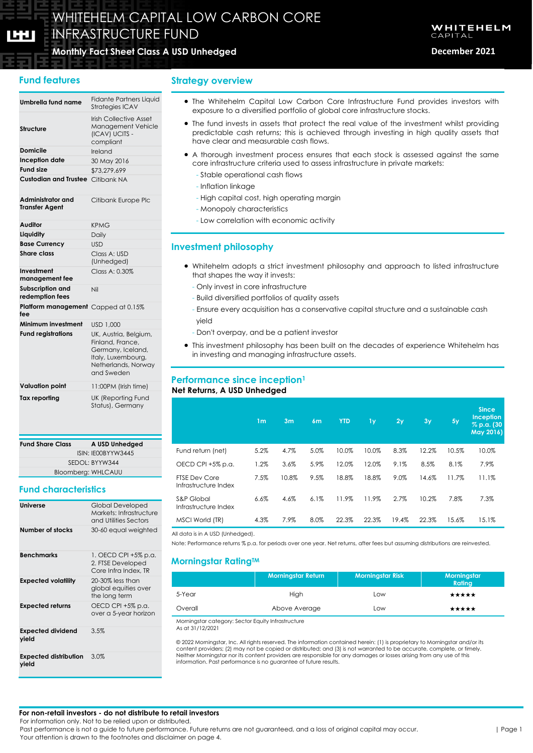# WHITEHELM CAPITAL LOW CARBON CORE INFRASTRUCTURE FUND

**Monthly Fact Sheet Class A USD Unhedged**

**December 2021**

## Fund features

| | |
|---|---|
| **Umbrella fund name** | Fidante Partners Liquid Strategies ICAV |
| **Structure** | Irish Collective Asset Management Vehicle (ICAV) UCITS - compliant |
| **Domicile** | Ireland |
| **Inception date** | 30 May 2016 |
| **Fund size** | $73,279,699 |
| **Custodian and Trustee** | Citibank NA |
| **Administrator and Transfer Agent** | Citibank Europe Plc |
| **Auditor** | KPMG |
| **Liquidity** | Daily |
| **Base Currency** | USD |
| **Share class** | Class A: USD (Unhedged) |
| **Investment management fee** | Class A: 0.30% |
| **Subscription and redemption fees** | Nil |
| **Platform management fee** | Capped at 0.15% |
| **Minimum investment** | USD 1,000 |
| **Fund registrations** | UK, Austria, Belgium, Finland, France, Germany, Iceland, Italy, Luxembourg, Netherlands, Norway and Sweden |
| **Valuation point** | 11:00PM (Irish time) |
| **Tax reporting** | UK (Reporting Fund Status), Germany |

| **Fund Share Class** | **A USD Unhedged** |
|---|---|
| ISIN: IE00BYYW3445 | |
| SEDOL: BYYW344 | |
| Bloomberg: WHLCAUU | |

## Fund characteristics

| | |
|---|---|
| **Universe** | Global Developed Markets: Infrastructure and Utilities Sectors |
| **Number of stocks** | 30-60 equal weighted |
| **Benchmarks** | 1. OECD CPI +5% p.a. 2. FTSE Developed Core Infra Index, TR |
| **Expected volatility** | 20-30% less than global equities over the long term |
| **Expected returns** | OECD CPI +5% p.a. over a 5-year horizon |
| **Expected dividend yield** | 3.5% |
| **Expected distribution yield** | 3.0% |

## Strategy overview

- The Whitehelm Capital Low Carbon Core Infrastructure Fund provides investors with exposure to a diversified portfolio of global core infrastructure stocks.
- The fund invests in assets that protect the real value of the investment whilst providing predictable cash returns; this is achieved through investing in high quality assets that have clear and measurable cash flows.
- A thorough investment process ensures that each stock is assessed against the same core infrastructure criteria used to assess infrastructure in private markets:
  - Stable operational cash flows
  - Inflation linkage
  - High capital cost, high operating margin
  - Monopoly characteristics
  - Low correlation with economic activity

## Investment philosophy

- Whitehelm adopts a strict investment philosophy and approach to listed infrastructure that shapes the way it invests:
  - Only invest in core infrastructure
  - Build diversified portfolios of quality assets
  - Ensure every acquisition has a conservative capital structure and a sustainable cash yield
  - Don't overpay, and be a patient investor
- This investment philosophy has been built on the decades of experience Whitehelm has in investing and managing infrastructure assets.

## Performance since inception[1]

**Net Returns, A USD Unhedged**

| | 1m | 3m | 6m | YTD | 1y | 2y | 3y | 5y | Since Inception % p.a. (30 May 2016) |
|---|---|---|---|---|---|---|---|---|---|
| Fund return (net) | 5.2% | 4.7% | 5.0% | 10.0% | 10.0% | 8.3% | 12.2% | 10.5% | 10.0% |
| OECD CPI +5% p.a. | 1.2% | 3.6% | 5.9% | 12.0% | 12.0% | 9.1% | 8.5% | 8.1% | 7.9% |
| FTSE Dev Core Infrastructure Index | 7.5% | 10.8% | 9.5% | 18.8% | 18.8% | 9.0% | 14.6% | 11.7% | 11.1% |
| S&P Global Infrastructure Index | 6.6% | 4.6% | 6.1% | 11.9% | 11.9% | 2.7% | 10.2% | 7.8% | 7.3% |
| MSCI World (TR) | 4.3% | 7.9% | 8.0% | 22.3% | 22.3% | 19.4% | 22.3% | 15.6% | 15.1% |

All data is in A USD (Unhedged).

Note: Performance returns % p.a. for periods over one year. Net returns, after fees but assuming distributions are reinvested.

## Morningstar Rating™

| | Morningstar Return | Morningstar Risk | Morningstar Rating |
|---|---|---|---|
| 5-Year | High | Low | ★★★★★ |
| Overall | Above Average | Low | ★★★★★ |

Morningstar category: Sector Equity Infrastructure
As at 31/12/2021

© 2022 Morningstar, Inc. All rights reserved. The information contained herein: (1) is proprietary to Morningstar and/or its content providers; (2) may not be copied or distributed; and (3) is not warranted to be accurate, complete, or timely. Neither Morningstar nor its content providers are responsible for any damages or losses arising from any use of this information. Past performance is no guarantee of future results.

**For non-retail investors - do not distribute to retail investors**
For information only. Not to be relied upon or distributed.
Past performance is not a guide to future performance. Future returns are not guaranteed, and a loss of original capital may occur.
Your attention is drawn to the footnotes and disclaimer on page 4.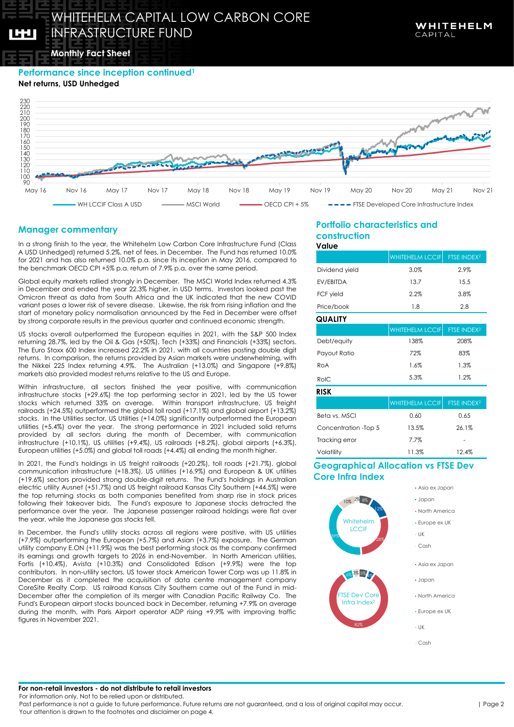## Performance since inception continued[1]

**Net returns, USD Unhedged**

WH LCCIF Class A USD — MSCI World — OECD CPI + 5% — FTSE Developed Core Infrastructure Index

## Manager commentary

In a strong finish to the year, the Whitehelm Low Carbon Core Infrastructure Fund (Class A USD Unhedged) returned 5.2%, net of fees, in December. The Fund has returned 10.0% for 2021 and has also returned 10.0% p.a. since its inception in May 2016, compared to the benchmark OECD CPI +5% p.a. return of 7.9% p.a. over the same period.

Global equity markets rallied strongly in December. The MSCI World Index returned 4.3% in December and ended the year 22.3% higher, in USD terms. Investors looked past the Omicron threat as data from South Africa and the UK indicated that the new COVID variant poses a lower risk of severe disease. Likewise, the risk from rising inflation and the start of monetary policy normalisation announced by the Fed in December were offset by strong corporate results in the previous quarter and continued economic strength.

US stocks overall outperformed the European equities in 2021, with the S&P 500 Index returning 28.7%, led by the Oil & Gas (+50%), Tech (+33%) and Financials (+33%) sectors. The Euro Stoxx 600 Index increased 22.2% in 2021, with all countries posting double digit returns. In comparison, the returns provided by Asian markets were underwhelming, with the Nikkei 225 Index returning 4.9%. The Australian (+13.0%) and Singapore (+9.8%) markets also provided modest returns relative to the US and Europe.

Within infrastructure, all sectors finished the year positive, with communication infrastructure stocks (+29.6%) the top performing sector in 2021, led by the US tower stocks which returned 33% on average. Within transport infrastructure, US freight railroads (+24.5%) outperformed the global toll road (+17.1%) and global airport (+13.2%) stocks. In the Utilities sector, US Utilities (+14.0%) significantly outperformed the European utilities (+5.4%) over the year. The strong performance in 2021 included solid returns provided by all sectors during the month of December, with communication infrastructure (+10.1%), US utilities (+9.4%), US railroads (+8.2%), global airports (+6.3%), European utilities (+5.0%) and global toll roads (+4.4%) all ending the month higher.

In 2021, the Fund's holdings in US freight railroads (+20.2%), toll roads (+21.7%), global communication infrastructure (+18.3%), US utilities (+16.9%) and European & UK utilities (+19.6%) sectors provided strong double-digit returns. The Fund's holdings in Australian electric utility Ausnet (+51.7%) and US freight railroad Kansas City Southern (+44.5%) were the top returning stocks as both companies benefited from sharp rise in stock prices following their takeover bids. The Fund's exposure to Japanese stocks detracted the performance over the year. The Japanese passenger railroad holdings were flat over the year, while the Japanese gas stocks fell.

In December, the Fund's utility stocks across all regions were positive, with US utilities (+7.9%) outperforming the European (+5.7%) and Asian (+3.7%) exposure. The German utility company E.ON (+11.9%) was the best performing stock as the company confirmed its earnings and growth targets to 2026 in end-November. In North American utilities, Fortis (+10.4%), Avista (+10.3%) and Consolidated Edison (+9.9%) were the top contributors. In non-utility sectors, US tower stock American Tower Corp was up 11.8% in December as it completed the acquisition of data centre management company CoreSite Realty Corp. US railroad Kansas City Southern came out of the Fund in mid-December after the completion of its merger with Canadian Pacific Railway Co. The Fund's European airport stocks bounced back in December, returning +7.9% on average during the month, with Paris Airport operator ADP rising +9.9% with improving traffic figures in November 2021.

## Portfolio characteristics and construction

**Value**

| | WHITEHELM LCCIF | FTSE INDEX[2] |
|---|---|---|
| Dividend yield | 3.0% | 2.9% |
| EV/EBITDA | 13.7 | 15.5 |
| FCF yield | 2.2% | 3.8% |
| Price/book | 1.8 | 2.8 |

**QUALITY**

| | WHITEHELM LCCIF | FTSE INDEX[2] |
|---|---|---|
| Debt/equity | 138% | 208% |
| Payout Ratio | 72% | 83% |
| RoA | 1.6% | 1.3% |
| RoIC | 5.3% | 1.2% |

**RISK**

| | WHITEHELM LCCIF | FTSE INDEX[2] |
|---|---|---|
| Beta vs. MSCI | 0.60 | 0.65 |
| Concentration -Top 5 | 13.5% | 26.1% |
| Tracking error | 7.7% | - |
| Volatility | 11.3% | 12.4% |

## Geographical Allocation vs FTSE Dev Core Infra Index

Whitehelm LCCIF: 10%, 2%, 8%, 12%, 28%, 39%

FTSE Dev Core Infra Index[2]: 6%, 3%, 5%, 4%, 82%

Legend: Asia ex Japan, Japan, North America, Europe ex UK, UK, Cash

**For non-retail investors - do not distribute to retail investors**

For information only. Not to be relied upon or distributed.

Past performance is not a guide to future performance. Future returns are not guaranteed, and a loss of original capital may occur.

Your attention is drawn to the footnotes and disclaimer on page 4.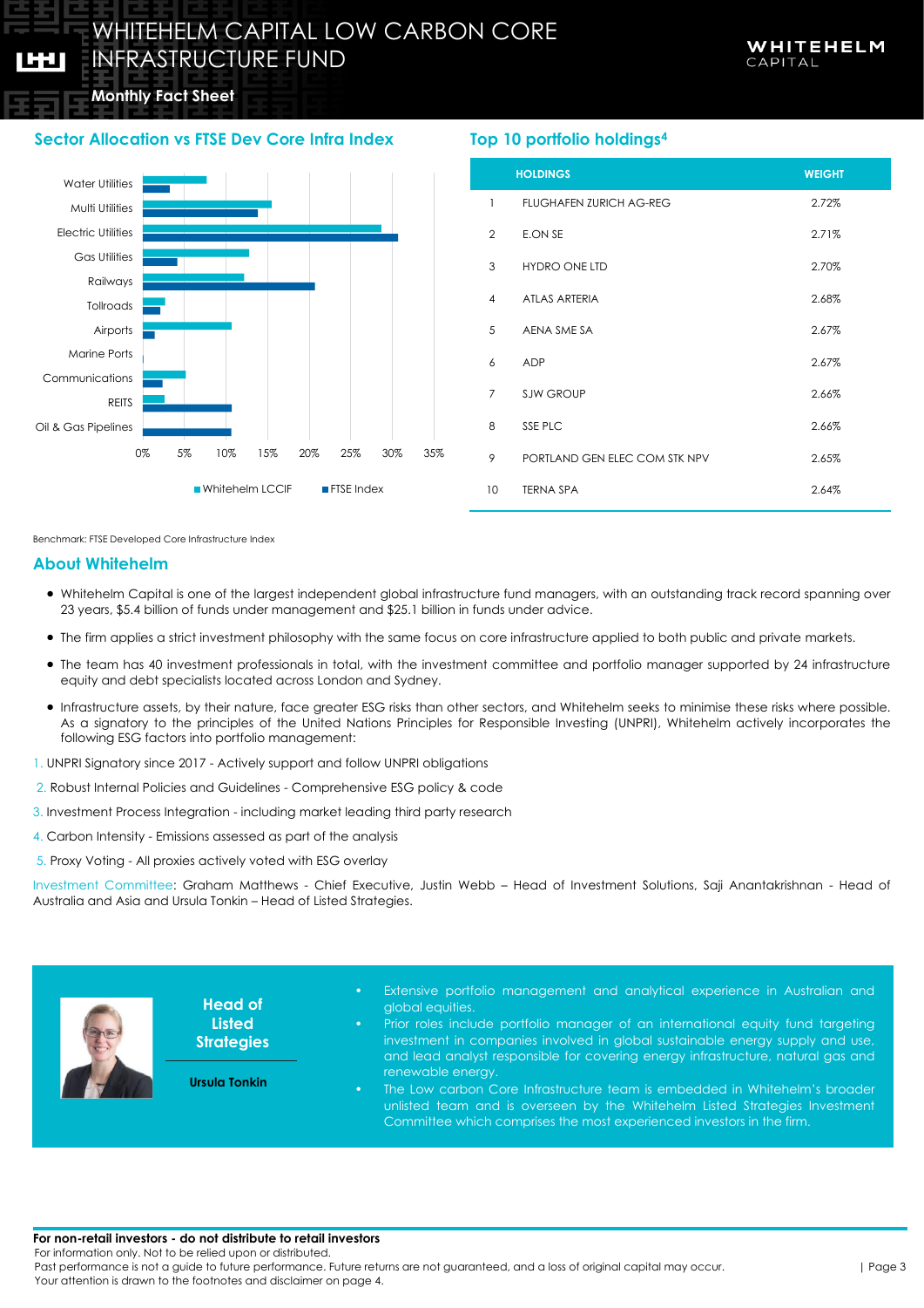## Sector Allocation vs FTSE Dev Core Infra Index

Water Utilities
Multi Utilities
Electric Utilities
Gas Utilities
Railways
Tollroads
Airports
Marine Ports
Communications
REITS
Oil & Gas Pipelines

0% 5% 10% 15% 20% 25% 30% 35%

Whitehelm LCCIF  FTSE Index

## Top 10 portfolio holdings[4]

| | HOLDINGS | WEIGHT |
|---|---|---|
| 1 | FLUGHAFEN ZURICH AG-REG | 2.72% |
| 2 | E.ON SE | 2.71% |
| 3 | HYDRO ONE LTD | 2.70% |
| 4 | ATLAS ARTERIA | 2.68% |
| 5 | AENA SME SA | 2.67% |
| 6 | ADP | 2.67% |
| 7 | SJW GROUP | 2.66% |
| 8 | SSE PLC | 2.66% |
| 9 | PORTLAND GEN ELEC COM STK NPV | 2.65% |
| 10 | TERNA SPA | 2.64% |

Benchmark: FTSE Developed Core Infrastructure Index

## About Whitehelm

- Whitehelm Capital is one of the largest independent global infrastructure fund managers, with an outstanding track record spanning over 23 years, $5.4 billion of funds under management and $25.1 billion in funds under advice.
- The firm applies a strict investment philosophy with the same focus on core infrastructure applied to both public and private markets.
- The team has 40 investment professionals in total, with the investment committee and portfolio manager supported by 24 infrastructure equity and debt specialists located across London and Sydney.
- Infrastructure assets, by their nature, face greater ESG risks than other sectors, and Whitehelm seeks to minimise these risks where possible. As a signatory to the principles of the United Nations Principles for Responsible Investing (UNPRI), Whitehelm actively incorporates the following ESG factors into portfolio management:

1. UNPRI Signatory since 2017 - Actively support and follow UNPRI obligations
2. Robust Internal Policies and Guidelines - Comprehensive ESG policy & code
3. Investment Process Integration - including market leading third party research
4. Carbon Intensity - Emissions assessed as part of the analysis
5. Proxy Voting - All proxies actively voted with ESG overlay

Investment Committee: Graham Matthews - Chief Executive, Justin Webb – Head of Investment Solutions, Saji Anantakrishnan - Head of Australia and Asia and Ursula Tonkin – Head of Listed Strategies.

**Head of Listed Strategies**

**Ursula Tonkin**

- Extensive portfolio management and analytical experience in Australian and global equities.
- Prior roles include portfolio manager of an international equity fund targeting investment in companies involved in global sustainable energy supply and use, and lead analyst responsible for covering energy infrastructure, natural gas and renewable energy.
- The Low carbon Core Infrastructure team is embedded in Whitehelm's broader unlisted team and is overseen by the Whitehelm Listed Strategies Investment Committee which comprises the most experienced investors in the firm.

**For non-retail investors - do not distribute to retail investors**
For information only. Not to be relied upon or distributed.
Past performance is not a guide to future performance. Future returns are not guaranteed, and a loss of original capital may occur.
Your attention is drawn to the footnotes and disclaimer on page 4.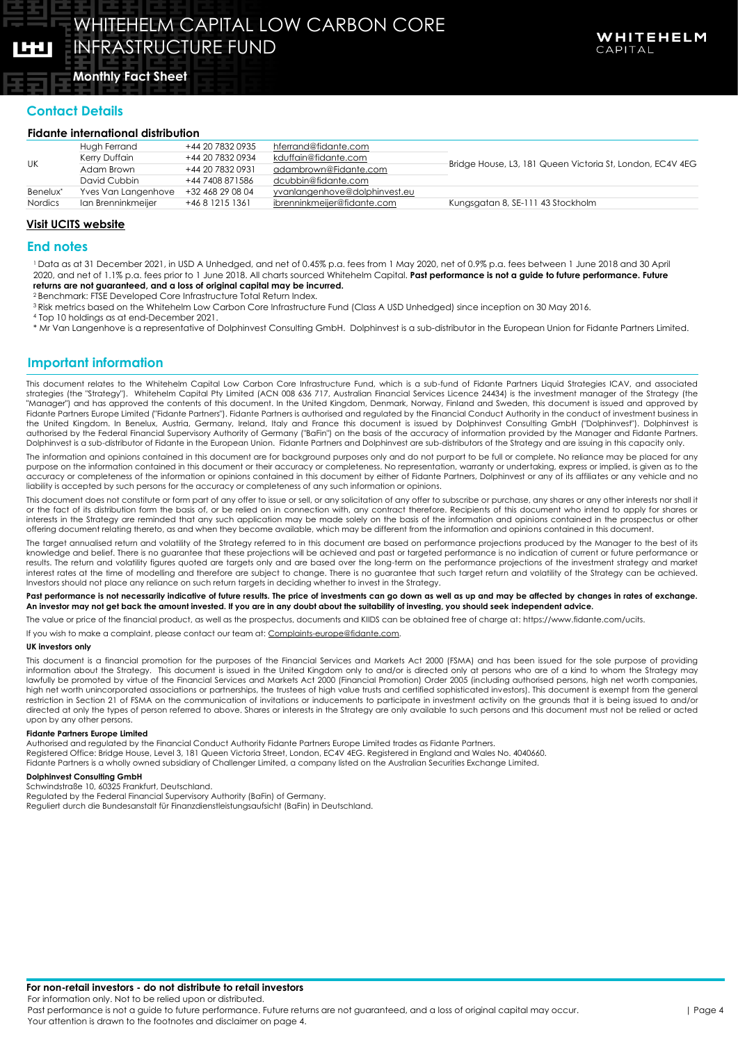# WHITEHELM CAPITAL LOW CARBON CORE INFRASTRUCTURE FUND

**Monthly Fact Sheet**

## Contact Details

### Fidante international distribution

| | | | | |
|---|---|---|---|---|
| UK | Hugh Ferrand | +44 20 7832 0935 | hferrand@fidante.com | Bridge House, L3, 181 Queen Victoria St, London, EC4V 4EG |
| | Kerry Duffain | +44 20 7832 0934 | kduffain@fidante.com | |
| | Adam Brown | +44 20 7832 0931 | adambrown@Fidante.com | |
| | David Cubbin | +44 7408 871586 | dcubbin@fidante.com | |
| Benelux* | Yves Van Langenhove | +32 468 29 08 04 | yvanlangenhove@dolphinvest.eu | |
| Nordics | Ian Brenninkmeijer | +46 8 1215 1361 | ibrenninkmeijer@fidante.com | Kungsgatan 8, SE-111 43 Stockholm |

**Visit UCITS website**

## End notes

[1] Data as at 31 December 2021, in USD A Unhedged, and net of 0.45% p.a. fees from 1 May 2020, net of 0.9% p.a. fees between 1 June 2018 and 30 April 2020, and net of 1.1% p.a. fees prior to 1 June 2018. All charts sourced Whitehelm Capital. **Past performance is not a guide to future performance. Future returns are not guaranteed, and a loss of original capital may be incurred.**

[2] Benchmark: FTSE Developed Core Infrastructure Total Return Index.

[3] Risk metrics based on the Whitehelm Low Carbon Core Infrastructure Fund (Class A USD Unhedged) since inception on 30 May 2016.

[4] Top 10 holdings as at end-December 2021.

* Mr Van Langenhove is a representative of Dolphinvest Consulting GmbH. Dolphinvest is a sub-distributor in the European Union for Fidante Partners Limited.

## Important information

This document relates to the Whitehelm Capital Low Carbon Core Infrastructure Fund, which is a sub-fund of Fidante Partners Liquid Strategies ICAV, and associated strategies (the "Strategy"). Whitehelm Capital Pty Limited (ACN 008 636 717, Australian Financial Services Licence 24434) is the investment manager of the Strategy (the "Manager") and has approved the contents of this document. In the United Kingdom, Denmark, Norway, Finland and Sweden, this document is issued and approved by Fidante Partners Europe Limited ("Fidante Partners"). Fidante Partners is authorised and regulated by the Financial Conduct Authority in the conduct of investment business in the United Kingdom. In Benelux, Austria, Germany, Ireland, Italy and France this document is issued by Dolphinvest Consulting GmbH ("Dolphinvest"). Dolphinvest is authorised by the Federal Financial Supervisory Authority of Germany ("BaFin") on the basis of the accuracy of information provided by the Manager and Fidante Partners. Dolphinvest is a sub-distributor of Fidante in the European Union. Fidante Partners and Dolphinvest are sub-distributors of the Strategy and are issuing in this capacity only.

The information and opinions contained in this document are for background purposes only and do not purport to be full or complete. No reliance may be placed for any purpose on the information contained in this document or their accuracy or completeness. No representation, warranty or undertaking, express or implied, is given as to the accuracy or completeness of the information or opinions contained in this document by either of Fidante Partners, Dolphinvest or any of its affiliates or any vehicle and no liability is accepted by such persons for the accuracy or completeness of any such information or opinions.

This document does not constitute or form part of any offer to issue or sell, or any solicitation of any offer to subscribe or purchase, any shares or any other interests nor shall it or the fact of its distribution form the basis of, or be relied on in connection with, any contract therefore. Recipients of this document who intend to apply for shares or interests in the Strategy are reminded that any such application may be made solely on the basis of the information and opinions contained in the prospectus or other offering document relating thereto, as and when they become available, which may be different from the information and opinions contained in this document.

The target annualised return and volatility of the Strategy referred to in this document are based on performance projections produced by the Manager to the best of its knowledge and belief. There is no guarantee that these projections will be achieved and past or targeted performance is no indication of current or future performance or results. The return and volatility figures quoted are targets only and are based over the long-term on the performance projections of the investment strategy and market interest rates at the time of modelling and therefore are subject to change. There is no guarantee that such target return and volatility of the Strategy can be achieved. Investors should not place any reliance on such return targets in deciding whether to invest in the Strategy.

**Past performance is not necessarily indicative of future results. The price of investments can go down as well as up and may be affected by changes in rates of exchange. An investor may not get back the amount invested. If you are in any doubt about the suitability of investing, you should seek independent advice.**

The value or price of the financial product, as well as the prospectus, documents and KIIDS can be obtained free of charge at: https://www.fidante.com/ucits.

If you wish to make a complaint, please contact our team at: Complaints-europe@fidante.com.

**UK investors only**

This document is a financial promotion for the purposes of the Financial Services and Markets Act 2000 (FSMA) and has been issued for the sole purpose of providing information about the Strategy. This document is issued in the United Kingdom only to and/or is directed only at persons who are of a kind to whom the Strategy may lawfully be promoted by virtue of the Financial Services and Markets Act 2000 (Financial Promotion) Order 2005 (including authorised persons, high net worth companies, high net worth unincorporated associations or partnerships, the trustees of high value trusts and certified sophisticated investors). This document is exempt from the general restriction in Section 21 of FSMA on the communication of invitations or inducements to participate in investment activity on the grounds that it is being issued to and/or directed at only the types of person referred to above. Shares or interests in the Strategy are only available to such persons and this document must not be relied or acted upon by any other persons.

**Fidante Partners Europe Limited**

Authorised and regulated by the Financial Conduct Authority Fidante Partners Europe Limited trades as Fidante Partners.
Registered Office: Bridge House, Level 3, 181 Queen Victoria Street, London, EC4V 4EG. Registered in England and Wales No. 4040660.
Fidante Partners is a wholly owned subsidiary of Challenger Limited, a company listed on the Australian Securities Exchange Limited.

**Dolphinvest Consulting GmbH**

Schwindstraße 10, 60325 Frankfurt, Deutschland.
Regulated by the Federal Financial Supervisory Authority (BaFin) of Germany.
Reguliert durch die Bundesanstalt für Finanzdienstleistungsaufsicht (BaFin) in Deutschland.

**For non-retail investors - do not distribute to retail investors**

For information only. Not to be relied upon or distributed.
Past performance is not a guide to future performance. Future returns are not guaranteed, and a loss of original capital may occur.
Your attention is drawn to the footnotes and disclaimer on page 4.